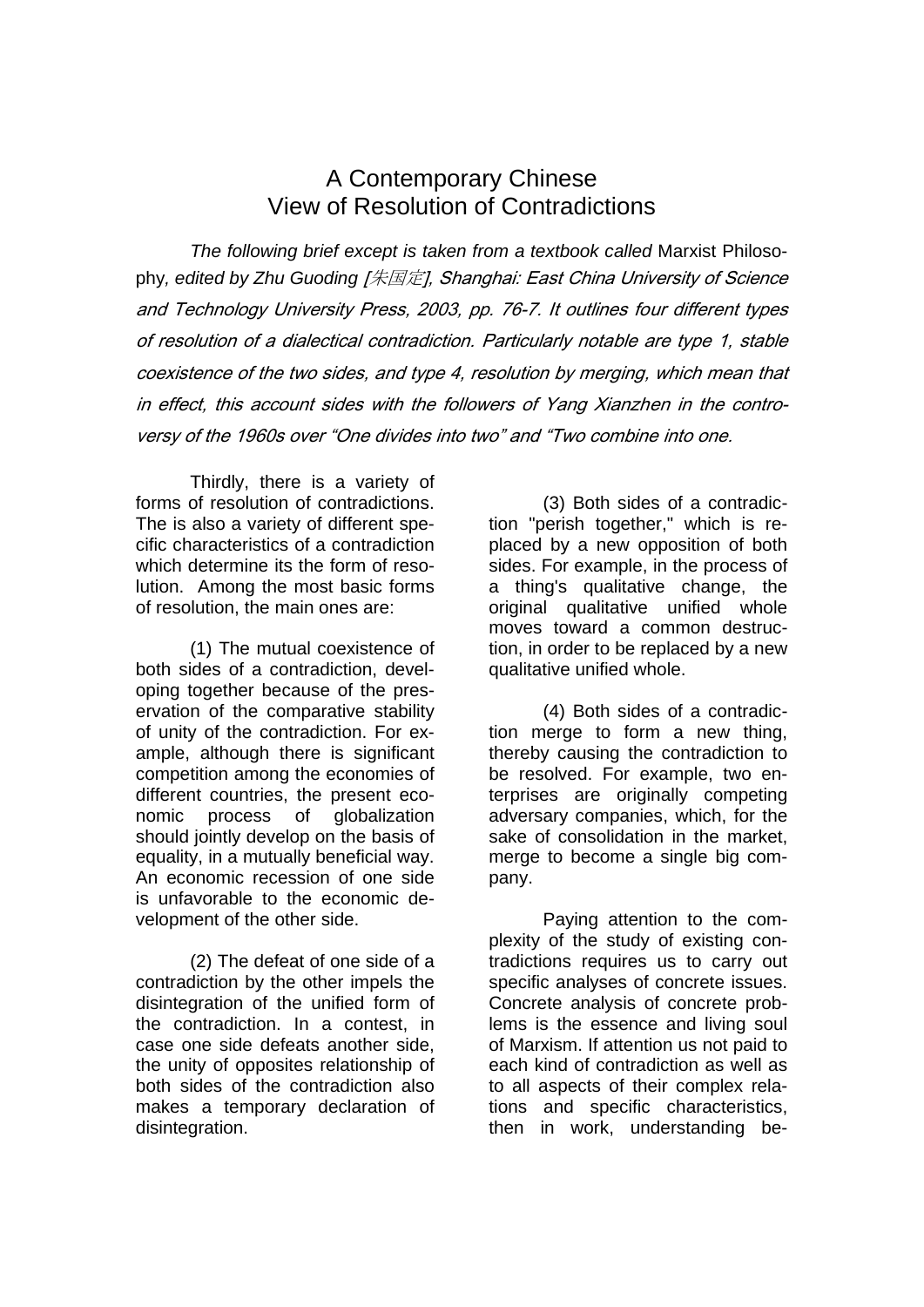# A Contemporary Chinese View of Resolution of Contradictions

*The following brief except is taken from a textbook called* Marxist Philosophy*, edited by Zhu Guoding [朱国定], Shanghai: East China University of Science and Technology University Press, 2003, pp. 76-7. It outlines four different types of resolution of a dialectical contradiction. Particularly notable are type 1, stable coexistence of the two sides, and type 4, resolution by merging, which mean that in effect, this account sides with the followers of Yang Xianzhen in the controversy of the 1960s over "One divides into two" and "Two combine into one.*

Thirdly, there is a variety of forms of resolution of contradictions. The is also a variety of different specific characteristics of a contradiction which determine its the form of resolution. Among the most basic forms of resolution, the main ones are:

(1) The mutual coexistence of both sides of a contradiction, developing together because of the preservation of the comparative stability of unity of the contradiction. For example, although there is significant competition among the economies of different countries, the present economic process of globalization should jointly develop on the basis of equality, in a mutually beneficial way. An economic recession of one side is unfavorable to the economic development of the other side.

(2) The defeat of one side of a contradiction by the other impels the disintegration of the unified form of the contradiction. In a contest, in case one side defeats another side, the unity of opposites relationship of both sides of the contradiction also makes a temporary declaration of disintegration.

(3) Both sides of a contradiction "perish together," which is replaced by a new opposition of both sides. For example, in the process of a thing's qualitative change, the original qualitative unified whole moves toward a common destruction, in order to be replaced by a new qualitative unified whole.

(4) Both sides of a contradiction merge to form a new thing, thereby causing the contradiction to be resolved. For example, two enterprises are originally competing adversary companies, which, for the sake of consolidation in the market, merge to become a single big company.

Paying attention to the complexity of the study of existing contradictions requires us to carry out specific analyses of concrete issues. Concrete analysis of concrete problems is the essence and living soul of Marxism. If attention us not paid to each kind of contradiction as well as to all aspects of their complex relations and specific characteristics, then in work, understanding be-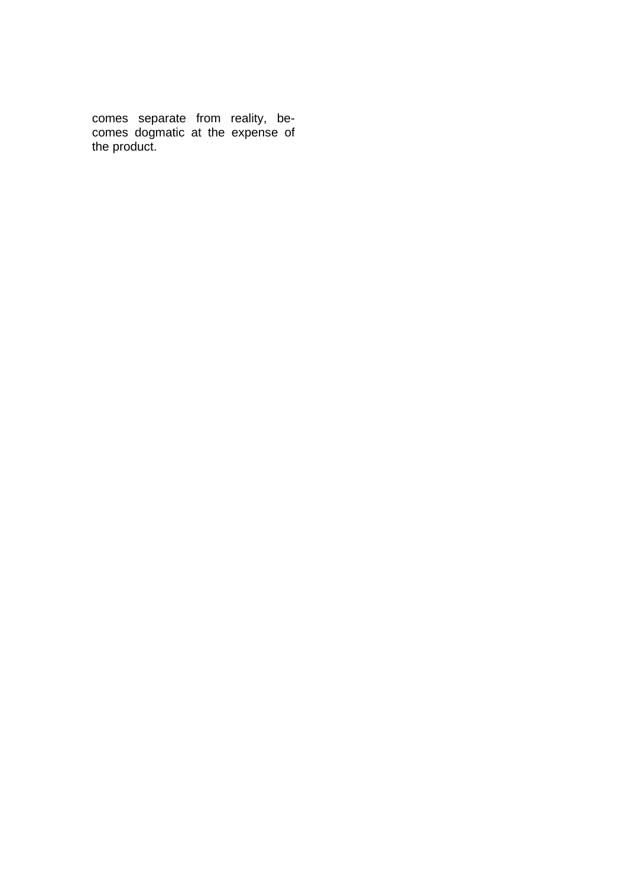comes separate from reality, becomes dogmatic at the expense of the product.